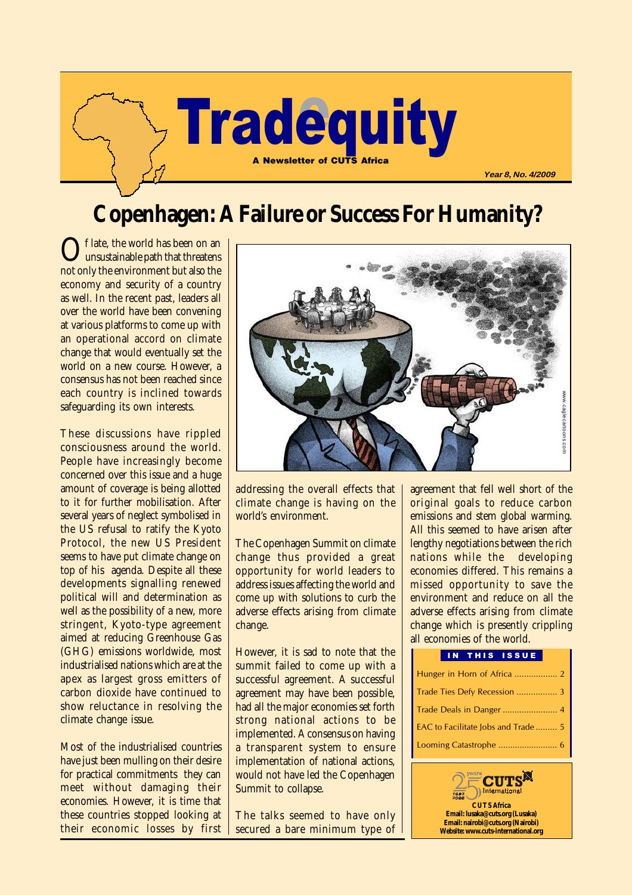# Tradequity

A Newsletter of CUTS Africa

Year 8, No. 4/2009

## Copenhagen: A Failure or Success For Humanity?

Of late, the world has been on an unsustainable path that threatens not only the environment but also the economy and security of a country as well. In the recent past, leaders all over the world have been convening at various platforms to come up with an operational accord on climate change that would eventually set the world on a new course. However, a consensus has not been reached since each country is inclined towards safeguarding its own interests.

These discussions have rippled consciousness around the world. People have increasingly become concerned over this issue and a huge amount of coverage is being allotted to it for further mobilisation. After several years of neglect symbolised in the US refusal to ratify the Kyoto Protocol, the new US President seems to have put climate change on top of his agenda. Despite all these developments signalling renewed political will and determination as well as the possibility of a new, more stringent, Kyoto-type agreement aimed at reducing Greenhouse Gas (GHG) emissions worldwide, most industrialised nations which are at the apex as largest gross emitters of carbon dioxide have continued to show reluctance in resolving the climate change issue.

Most of the industrialised countries have just been mulling on their desire for practical commitments they can meet without damaging their economies. However, it is time that these countries stopped looking at their economic losses by first addressing the overall effects that climate change is having on the world's environment.

The Copenhagen Summit on climate change thus provided a great opportunity for world leaders to address issues affecting the world and come up with solutions to curb the adverse effects arising from climate change.

However, it is sad to note that the summit failed to come up with a successful agreement. A successful agreement may have been possible, had all the major economies set forth strong national actions to be implemented. A consensus on having a transparent system to ensure implementation of national actions, would not have led the Copenhagen Summit to collapse.

The talks seemed to have only secured a bare minimum type of agreement that fell well short of the original goals to reduce carbon emissions and stem global warming. All this seemed to have arisen after lengthy negotiations between the rich nations while the developing economies differed. This remains a missed opportunity to save the environment and reduce on all the adverse effects arising from climate change which is presently crippling all economies of the world.

www.caglecartoons.com

**IN THIS ISSUE**

- Hunger in Horn of Africa .................. 2
- Trade Ties Defy Recession ................. 3
- Trade Deals in Danger ....................... 4
- EAC to Facilitate Jobs and Trade ......... 5
- Looming Catastrophe ......................... 6

25 years 1983–2008 CUTS International

**CUTS Africa**
**Email: lusaka@cuts.org (Lusaka)**
**Email: nairobi@cuts.org (Nairobi)**
**Website: www.cuts-international.org**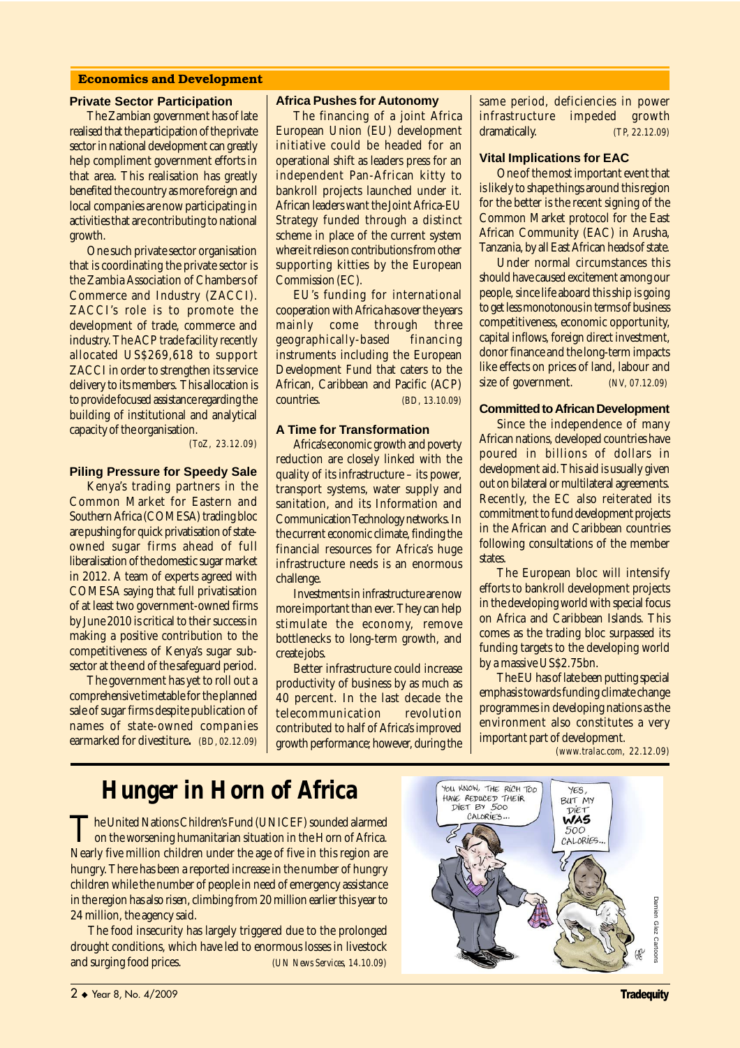## Economics and Development

### Private Sector Participation

The Zambian government has of late realised that the participation of the private sector in national development can greatly help compliment government efforts in that area. This realisation has greatly benefited the country as more foreign and local companies are now participating in activities that are contributing to national growth.

One such private sector organisation that is coordinating the private sector is the Zambia Association of Chambers of Commerce and Industry (ZACCI). ZACCI's role is to promote the development of trade, commerce and industry. The ACP trade facility recently allocated US$269,618 to support ZACCI in order to strengthen its service delivery to its members. This allocation is to provide focused assistance regarding the building of institutional and analytical capacity of the organisation.

(ToZ, 23.12.09)

### Piling Pressure for Speedy Sale

Kenya's trading partners in the Common Market for Eastern and Southern Africa (COMESA) trading bloc are pushing for quick privatisation of state-owned sugar firms ahead of full liberalisation of the domestic sugar market in 2012. A team of experts agreed with COMESA saying that full privatisation of at least two government-owned firms by June 2010 is critical to their success in making a positive contribution to the competitiveness of Kenya's sugar sub-sector at the end of the safeguard period.

The government has yet to roll out a comprehensive timetable for the planned sale of sugar firms despite publication of names of state-owned companies earmarked for divestiture. (BD, 02.12.09)

### Africa Pushes for Autonomy

The financing of a joint Africa European Union (EU) development initiative could be headed for an operational shift as leaders press for an independent Pan-African kitty to bankroll projects launched under it. African leaders want the Joint Africa-EU Strategy funded through a distinct scheme in place of the current system where it relies on contributions from other supporting kitties by the European Commission (EC).

EU's funding for international cooperation with Africa has over the years mainly come through three geographically-based financing instruments including the European Development Fund that caters to the African, Caribbean and Pacific (ACP) countries. (BD, 13.10.09)

### A Time for Transformation

Africa's economic growth and poverty reduction are closely linked with the quality of its infrastructure – its power, transport systems, water supply and sanitation, and its Information and Communication Technology networks. In the current economic climate, finding the financial resources for Africa's huge infrastructure needs is an enormous challenge.

Investments in infrastructure are now more important than ever. They can help stimulate the economy, remove bottlenecks to long-term growth, and create jobs.

Better infrastructure could increase productivity of business by as much as 40 percent. In the last decade the telecommunication revolution contributed to half of Africa's improved growth performance; however, during the same period, deficiencies in power infrastructure impeded growth dramatically. (TP, 22.12.09)

### Vital Implications for EAC

One of the most important event that is likely to shape things around this region for the better is the recent signing of the Common Market protocol for the East African Community (EAC) in Arusha, Tanzania, by all East African heads of state.

Under normal circumstances this should have caused excitement among our people, since life aboard this ship is going to get less monotonous in terms of business competitiveness, economic opportunity, capital inflows, foreign direct investment, donor finance and the long-term impacts like effects on prices of land, labour and size of government. (NV, 07.12.09)

### Committed to African Development

Since the independence of many African nations, developed countries have poured in billions of dollars in development aid. This aid is usually given out on bilateral or multilateral agreements. Recently, the EC also reiterated its commitment to fund development projects in the African and Caribbean countries following consultations of the member states.

The European bloc will intensify efforts to bankroll development projects in the developing world with special focus on Africa and Caribbean Islands. This comes as the trading bloc surpassed its funding targets to the developing world by a massive US$2.75bn.

The EU has of late been putting special emphasis towards funding climate change programmes in developing nations as the environment also constitutes a very important part of development.

(www.tralac.com, 22.12.09)

# Hunger in Horn of Africa

The United Nations Children's Fund (UNICEF) sounded alarmed on the worsening humanitarian situation in the Horn of Africa. Nearly five million children under the age of five in this region are hungry. There has been a reported increase in the number of hungry children while the number of people in need of emergency assistance in the region has also risen, climbing from 20 million earlier this year to 24 million, the agency said.

The food insecurity has largely triggered due to the prolonged drought conditions, which have led to enormous losses in livestock and surging food prices. (UN News Services, 14.10.09)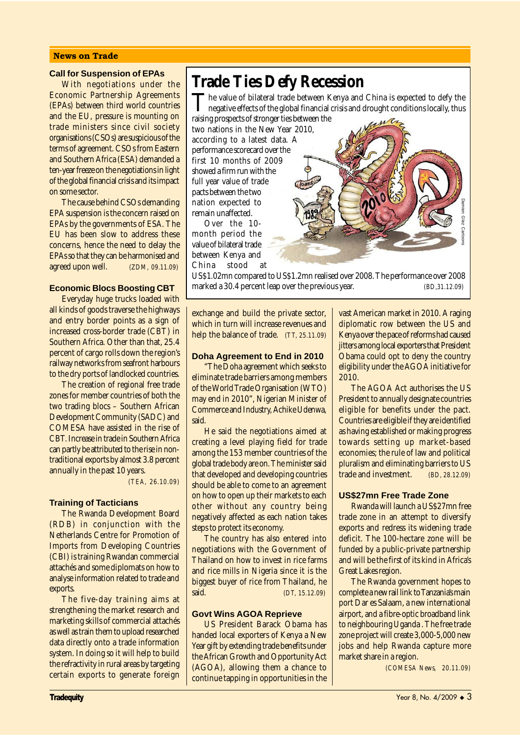## News on Trade

### Call for Suspension of EPAs

With negotiations under the Economic Partnership Agreements (EPAs) between third world countries and the EU, pressure is mounting on trade ministers since civil society organisations (CSOs) are suspicious of the terms of agreement. CSOs from Eastern and Southern Africa (ESA) demanded a ten-year freeze on the negotiations in light of the global financial crisis and its impact on some sector.

The cause behind CSOs demanding EPA suspension is the concern raised on EPAs by the governments of ESA. The EU has been slow to address these concerns, hence the need to delay the EPAs so that they can be harmonised and agreed upon well. (ZDM, 09.11.09)

### Economic Blocs Boosting CBT

Everyday huge trucks loaded with all kinds of goods traverse the highways and entry border points as a sign of increased cross-border trade (CBT) in Southern Africa. Other than that, 25.4 percent of cargo rolls down the region's railway networks from seafront harbours to the dry ports of landlocked countries.

The creation of regional free trade zones for member countries of both the two trading blocs – Southern African Development Community (SADC) and COMESA have assisted in the rise of CBT. Increase in trade in Southern Africa can partly be attributed to the rise in non-traditional exports by almost 3.8 percent annually in the past 10 years.

(TEA, 26.10.09)

### Training of Tacticians

The Rwanda Development Board (RDB) in conjunction with the Netherlands Centre for Promotion of Imports from Developing Countries (CBI) is training Rwandan commercial attachés and some diplomats on how to analyse information related to trade and exports.

The five-day training aims at strengthening the market research and marketing skills of commercial attachés as well as train them to upload researched data directly onto a trade information system. In doing so it will help to build the refractivity in rural areas by targeting certain exports to generate foreign exchange and build the private sector, which in turn will increase revenues and help the balance of trade. (TT, 25.11.09)

# Trade Ties Defy Recession

The value of bilateral trade between Kenya and China is expected to defy the negative effects of the global financial crisis and drought conditions locally, thus raising prospects of stronger ties between the two nations in the New Year 2010, according to a latest data. A performance scorecard over the first 10 months of 2009 showed a firm run with the full year value of trade pacts between the two nation expected to remain unaffected.

Over the 10-month period the value of bilateral trade between Kenya and China stood at US$1.02mn compared to US$1.2mn realised over 2008. The performance over 2008 marked a 30.4 percent leap over the previous year. (BD, 31.12.09)

### Doha Agreement to End in 2010

"The Doha agreement which seeks to eliminate trade barriers among members of the World Trade Organisation (WTO) may end in 2010", Nigerian Minister of Commerce and Industry, Achike Udenwa, said.

He said the negotiations aimed at creating a level playing field for trade among the 153 member countries of the global trade body are on. The minister said that developed and developing countries should be able to come to an agreement on how to open up their markets to each other without any country being negatively affected as each nation takes steps to protect its economy.

The country has also entered into negotiations with the Government of Thailand on how to invest in rice farms and rice mills in Nigeria since it is the biggest buyer of rice from Thailand, he said. (DT, 15.12.09)

### Govt Wins AGOA Reprieve

US President Barack Obama has handed local exporters of Kenya a New Year gift by extending trade benefits under the African Growth and Opportunity Act (AGOA), allowing them a chance to continue tapping in opportunities in the vast American market in 2010. A raging diplomatic row between the US and Kenya over the pace of reforms had caused jitters among local exporters that President Obama could opt to deny the country eligibility under the AGOA initiative for 2010.

The AGOA Act authorises the US President to annually designate countries eligible for benefits under the pact. Countries are eligible if they are identified as having established or making progress towards setting up market-based economies; the rule of law and political pluralism and eliminating barriers to US trade and investment. (BD, 28.12.09)

### US$27mn Free Trade Zone

Rwanda will launch a US$27mn free trade zone in an attempt to diversify exports and redress its widening trade deficit. The 100-hectare zone will be funded by a public-private partnership and will be the first of its kind in Africa's Great Lakes region.

The Rwanda government hopes to complete a new rail link to Tanzania's main port Dar es Salaam, a new international airport, and a fibre-optic broadband link to neighbouring Uganda. The free trade zone project will create 3,000-5,000 new jobs and help Rwanda capture more market share in a region.

(COMESA News, 20.11.09)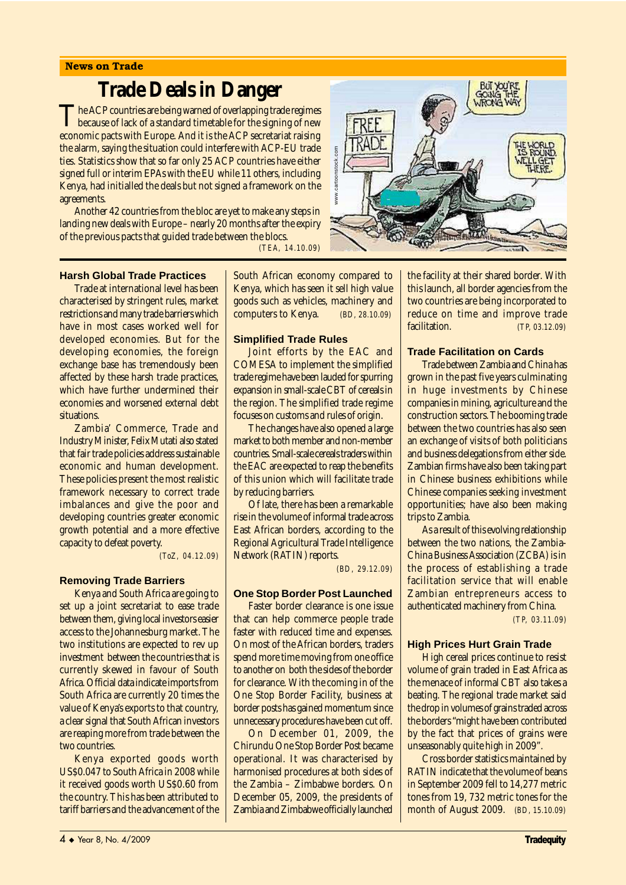**News on Trade**

# Trade Deals in Danger

The ACP countries are being warned of overlapping trade regimes because of lack of a standard timetable for the signing of new economic pacts with Europe. And it is the ACP secretariat raising the alarm, saying the situation could interfere with ACP-EU trade ties. Statistics show that so far only 25 ACP countries have either signed full or interim EPAs with the EU while 11 others, including Kenya, had initialled the deals but not signed a framework on the agreements.

Another 42 countries from the bloc are yet to make any steps in landing new deals with Europe – nearly 20 months after the expiry of the previous pacts that guided trade between the blocs.

(TEA, 14.10.09)

### Harsh Global Trade Practices

Trade at international level has been characterised by stringent rules, market restrictions and many trade barriers which have in most cases worked well for developed economies. But for the developing economies, the foreign exchange base has tremendously been affected by these harsh trade practices, which have further undermined their economies and worsened external debt situations.

Zambia' Commerce, Trade and Industry Minister, Felix Mutati also stated that fair trade policies address sustainable economic and human development. These policies present the most realistic framework necessary to correct trade imbalances and give the poor and developing countries greater economic growth potential and a more effective capacity to defeat poverty.

(ToZ, 04.12.09)

### Removing Trade Barriers

Kenya and South Africa are going to set up a joint secretariat to ease trade between them, giving local investors easier access to the Johannesburg market. The two institutions are expected to rev up investment between the countries that is currently skewed in favour of South Africa. Official data indicate imports from South Africa are currently 20 times the value of Kenya's exports to that country, a clear signal that South African investors are reaping more from trade between the two countries.

Kenya exported goods worth US$0.047 to South Africa in 2008 while it received goods worth US$0.60 from the country. This has been attributed to tariff barriers and the advancement of the South African economy compared to Kenya, which has seen it sell high value goods such as vehicles, machinery and computers to Kenya. (BD, 28.10.09)

### Simplified Trade Rules

Joint efforts by the EAC and COMESA to implement the simplified trade regime have been lauded for spurring expansion in small-scale CBT of cereals in the region. The simplified trade regime focuses on customs and rules of origin.

The changes have also opened a large market to both member and non-member countries. Small-scale cereals traders within the EAC are expected to reap the benefits of this union which will facilitate trade by reducing barriers.

Of late, there has been a remarkable rise in the volume of informal trade across East African borders, according to the Regional Agricultural Trade Intelligence Network (RATIN) reports.

(BD, 29.12.09)

### One Stop Border Post Launched

Faster border clearance is one issue that can help commerce people trade faster with reduced time and expenses. On most of the African borders, traders spend more time moving from one office to another on both the sides of the border for clearance. With the coming in of the One Stop Border Facility, business at border posts has gained momentum since unnecessary procedures have been cut off.

On December 01, 2009, the Chirundu One Stop Border Post became operational. It was characterised by harmonised procedures at both sides of the Zambia – Zimbabwe borders. On December 05, 2009, the presidents of Zambia and Zimbabwe officially launched the facility at their shared border. With this launch, all border agencies from the two countries are being incorporated to reduce on time and improve trade facilitation. (TP, 03.12.09)

### Trade Facilitation on Cards

Trade between Zambia and China has grown in the past five years culminating in huge investments by Chinese companies in mining, agriculture and the construction sectors. The booming trade between the two countries has also seen an exchange of visits of both politicians and business delegations from either side. Zambian firms have also been taking part in Chinese business exhibitions while Chinese companies seeking investment opportunities; have also been making trips to Zambia.

As a result of this evolving relationship between the two nations, the Zambia-China Business Association (ZCBA) is in the process of establishing a trade facilitation service that will enable Zambian entrepreneurs access to authenticated machinery from China.

(TP, 03.11.09)

### High Prices Hurt Grain Trade

High cereal prices continue to resist volume of grain traded in East Africa as the menace of informal CBT also takes a beating. The regional trade market said the drop in volumes of grains traded across the borders "might have been contributed by the fact that prices of grains were unseasonably quite high in 2009".

Cross border statistics maintained by RATIN indicate that the volume of beans in September 2009 fell to 14,277 metric tones from 19, 732 metric tones for the month of August 2009. (BD, 15.10.09)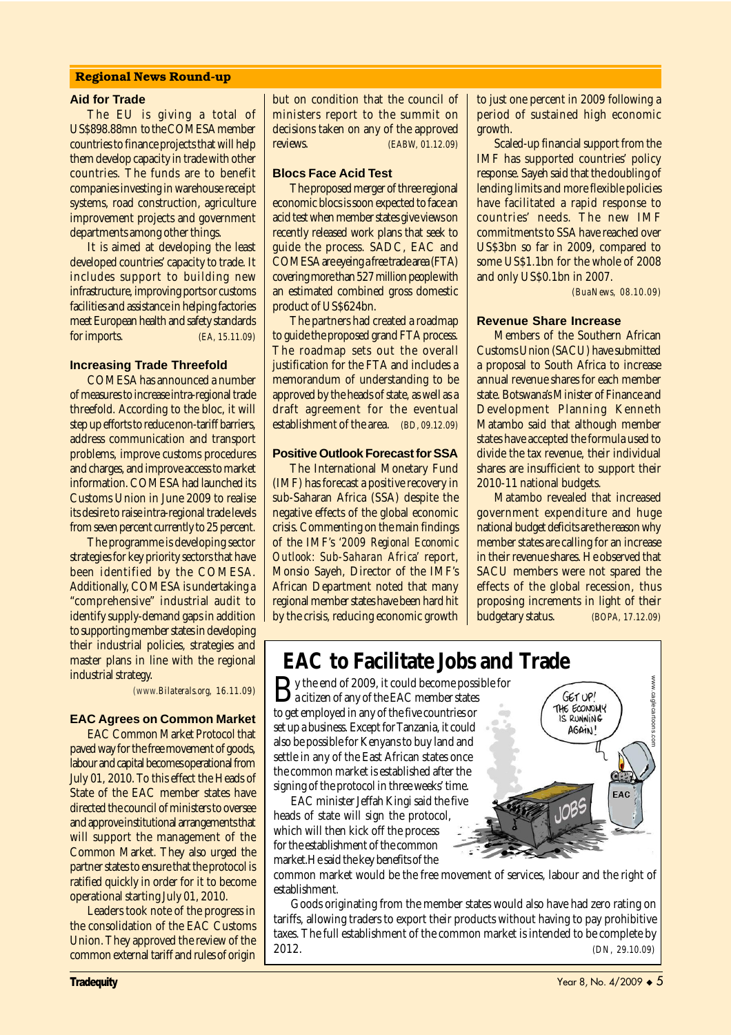## Regional News Round-up

### Aid for Trade

The EU is giving a total of US$898.88mn to the COMESA member countries to finance projects that will help them develop capacity in trade with other countries. The funds are to benefit companies investing in warehouse receipt systems, road construction, agriculture improvement projects and government departments among other things.

It is aimed at developing the least developed countries' capacity to trade. It includes support to building new infrastructure, improving ports or customs facilities and assistance in helping factories meet European health and safety standards for imports. *(EA, 15.11.09)*

### Increasing Trade Threefold

COMESA has announced a number of measures to increase intra-regional trade threefold. According to the bloc, it will step up efforts to reduce non-tariff barriers, address communication and transport problems, improve customs procedures and charges, and improve access to market information. COMESA had launched its Customs Union in June 2009 to realise its desire to raise intra-regional trade levels from seven percent currently to 25 percent.

The programme is developing sector strategies for key priority sectors that have been identified by the COMESA. Additionally, COMESA is undertaking a "comprehensive" industrial audit to identify supply-demand gaps in addition to supporting member states in developing their industrial policies, strategies and master plans in line with the regional industrial strategy. *(www.Bilaterals.org, 16.11.09)*

### EAC Agrees on Common Market

EAC Common Market Protocol that paved way for the free movement of goods, labour and capital becomes operational from July 01, 2010. To this effect the Heads of State of the EAC member states have directed the council of ministers to oversee and approve institutional arrangements that will support the management of the Common Market. They also urged the partner states to ensure that the protocol is ratified quickly in order for it to become operational starting July 01, 2010.

Leaders took note of the progress in the consolidation of the EAC Customs Union. They approved the review of the common external tariff and rules of origin but on condition that the council of ministers report to the summit on decisions taken on any of the approved reviews. *(EABW, 01.12.09)*

### Blocs Face Acid Test

The proposed merger of three regional economic blocs is soon expected to face an acid test when member states give views on recently released work plans that seek to guide the process. SADC, EAC and COMESA are eyeing a free trade area (FTA) covering more than 527 million people with an estimated combined gross domestic product of US$624bn.

The partners had created a roadmap to guide the proposed grand FTA process. The roadmap sets out the overall justification for the FTA and includes a memorandum of understanding to be approved by the heads of state, as well as a draft agreement for the eventual establishment of the area. *(BD, 09.12.09)*

### Positive Outlook Forecast for SSA

The International Monetary Fund (IMF) has forecast a positive recovery in sub-Saharan Africa (SSA) despite the negative effects of the global economic crisis. Commenting on the main findings of the IMF's '*2009 Regional Economic Outlook: Sub-Saharan Africa*' report, Monsio Sayeh, Director of the IMF's African Department noted that many regional member states have been hard hit by the crisis, reducing economic growth to just one percent in 2009 following a period of sustained high economic growth.

Scaled-up financial support from the IMF has supported countries' policy response. Sayeh said that the doubling of lending limits and more flexible policies have facilitated a rapid response to countries' needs. The new IMF commitments to SSA have reached over US$3bn so far in 2009, compared to some US$1.1bn for the whole of 2008 and only US$0.1bn in 2007. *(BuaNews, 08.10.09)*

### Revenue Share Increase

Members of the Southern African Customs Union (SACU) have submitted a proposal to South Africa to increase annual revenue shares for each member state. Botswana's Minister of Finance and Development Planning Kenneth Matambo said that although member states have accepted the formula used to divide the tax revenue, their individual shares are insufficient to support their 2010-11 national budgets.

Matambo revealed that increased government expenditure and huge national budget deficits are the reason why member states are calling for an increase in their revenue shares. He observed that SACU members were not spared the effects of the global recession, thus proposing increments in light of their budgetary status. *(BOPA, 17.12.09)*

## EAC to Facilitate Jobs and Trade

By the end of 2009, it could become possible for a citizen of any of the EAC member states to get employed in any of the five countries or set up a business. Except for Tanzania, it could also be possible for Kenyans to buy land and settle in any of the East African states once the common market is established after the signing of the protocol in three weeks' time.

EAC minister Jeffah Kingi said the five heads of state will sign the protocol, which will then kick off the process for the establishment of the common market. He said the key benefits of the common market would be the free movement of services, labour and the right of establishment.

Goods originating from the member states would also have had zero rating on tariffs, allowing traders to export their products without having to pay prohibitive taxes. The full establishment of the common market is intended to be complete by 2012. *(DN, 29.10.09)*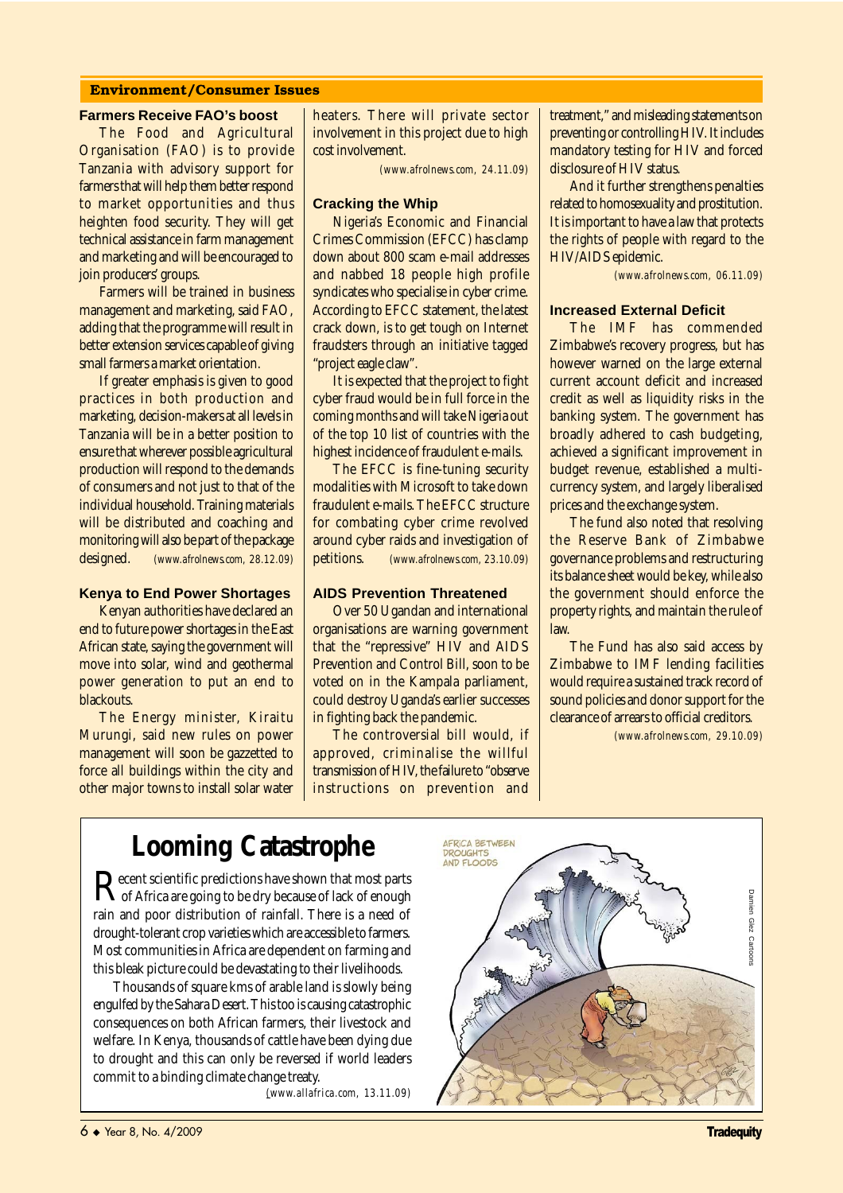## Environment/Consumer Issues

### Farmers Receive FAO's boost

The Food and Agricultural Organisation (FAO) is to provide Tanzania with advisory support for farmers that will help them better respond to market opportunities and thus heighten food security. They will get technical assistance in farm management and marketing and will be encouraged to join producers' groups.

Farmers will be trained in business management and marketing, said FAO, adding that the programme will result in better extension services capable of giving small farmers a market orientation.

If greater emphasis is given to good practices in both production and marketing, decision-makers at all levels in Tanzania will be in a better position to ensure that wherever possible agricultural production will respond to the demands of consumers and not just to that of the individual household. Training materials will be distributed and coaching and monitoring will also be part of the package designed. *(www.afrolnews.com, 28.12.09)*

### Kenya to End Power Shortages

Kenyan authorities have declared an end to future power shortages in the East African state, saying the government will move into solar, wind and geothermal power generation to put an end to blackouts.

The Energy minister, Kiraitu Murungi, said new rules on power management will soon be gazzetted to force all buildings within the city and other major towns to install solar water heaters. There will private sector involvement in this project due to high cost involvement.

*(www.afrolnews.com, 24.11.09)*

### Cracking the Whip

Nigeria's Economic and Financial Crimes Commission (EFCC) has clamp down about 800 scam e-mail addresses and nabbed 18 people high profile syndicates who specialise in cyber crime. According to EFCC statement, the latest crack down, is to get tough on Internet fraudsters through an initiative tagged "project eagle claw".

It is expected that the project to fight cyber fraud would be in full force in the coming months and will take Nigeria out of the top 10 list of countries with the highest incidence of fraudulent e-mails.

The EFCC is fine-tuning security modalities with Microsoft to take down fraudulent e-mails. The EFCC structure for combating cyber crime revolved around cyber raids and investigation of petitions. *(www.afrolnews.com, 23.10.09)*

### AIDS Prevention Threatened

Over 50 Ugandan and international organisations are warning government that the "repressive" HIV and AIDS Prevention and Control Bill, soon to be voted on in the Kampala parliament, could destroy Uganda's earlier successes in fighting back the pandemic.

The controversial bill would, if approved, criminalise the willful transmission of HIV, the failure to "observe instructions on prevention and treatment," and misleading statements on preventing or controlling HIV. It includes mandatory testing for HIV and forced disclosure of HIV status.

And it further strengthens penalties related to homosexuality and prostitution. It is important to have a law that protects the rights of people with regard to the HIV/AIDS epidemic.

*(www.afrolnews.com, 06.11.09)*

### Increased External Deficit

The IMF has commended Zimbabwe's recovery progress, but has however warned on the large external current account deficit and increased credit as well as liquidity risks in the banking system. The government has broadly adhered to cash budgeting, achieved a significant improvement in budget revenue, established a multi-currency system, and largely liberalised prices and the exchange system.

The fund also noted that resolving the Reserve Bank of Zimbabwe governance problems and restructuring its balance sheet would be key, while also the government should enforce the property rights, and maintain the rule of law.

The Fund has also said access by Zimbabwe to IMF lending facilities would require a sustained track record of sound policies and donor support for the clearance of arrears to official creditors.

*(www.afrolnews.com, 29.10.09)*

## Looming Catastrophe

Recent scientific predictions have shown that most parts of Africa are going to be dry because of lack of enough rain and poor distribution of rainfall. There is a need of drought-tolerant crop varieties which are accessible to farmers. Most communities in Africa are dependent on farming and this bleak picture could be devastating to their livelihoods.

Thousands of square kms of arable land is slowly being engulfed by the Sahara Desert. This too is causing catastrophic consequences on both African farmers, their livestock and welfare. In Kenya, thousands of cattle have been dying due to drought and this can only be reversed if world leaders commit to a binding climate change treaty.

*(www.allafrica.com, 13.11.09)*

AFRICA BETWEEN DROUGHTS AND FLOODS

Damien Glez Cartoons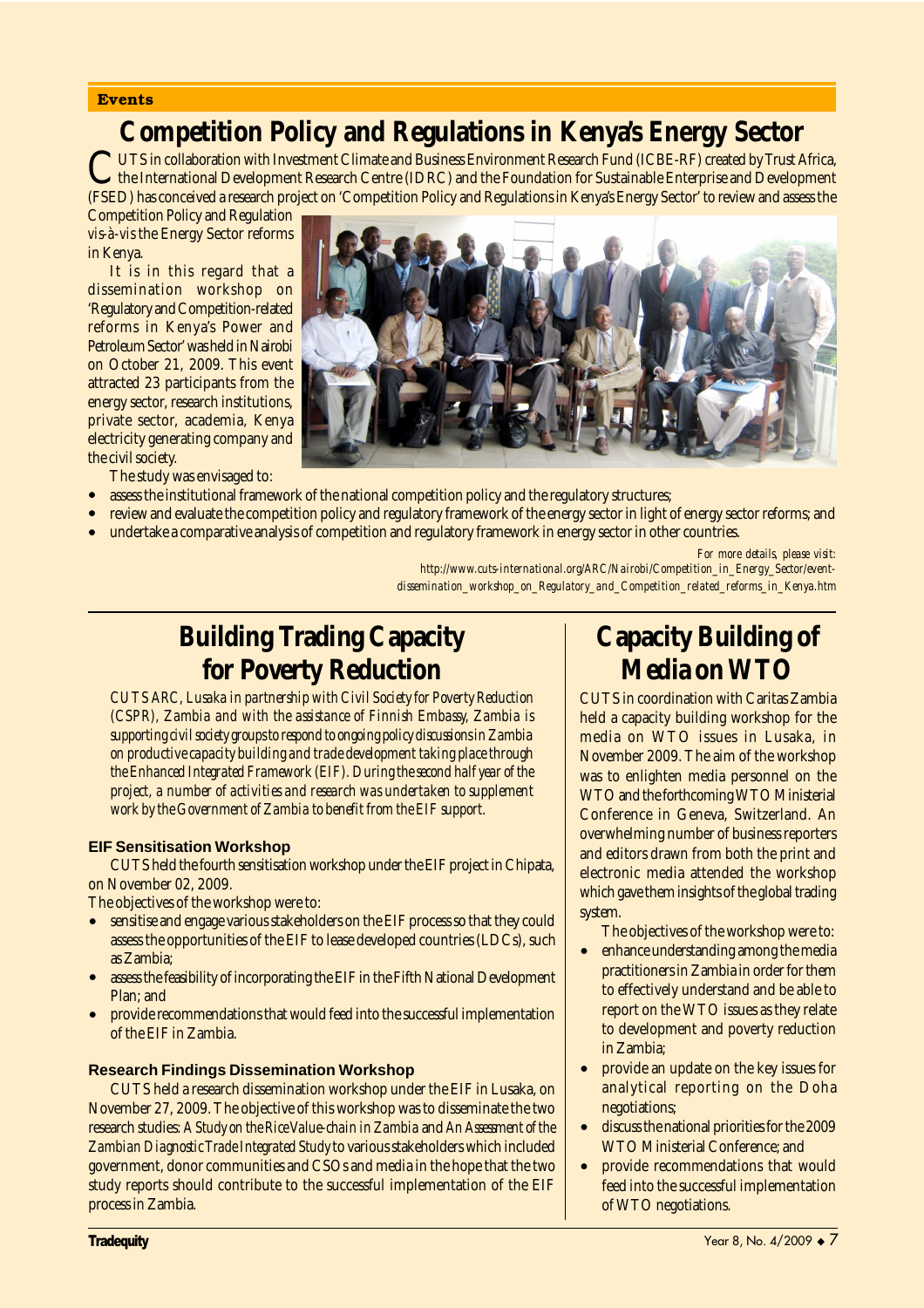Events

# Competition Policy and Regulations in Kenya's Energy Sector

CUTS in collaboration with Investment Climate and Business Environment Research Fund (ICBE-RF) created by Trust Africa, the International Development Research Centre (IDRC) and the Foundation for Sustainable Enterprise and Development (FSED) has conceived a research project on 'Competition Policy and Regulations in Kenya's Energy Sector' to review and assess the Competition Policy and Regulation *vis-à-vis* the Energy Sector reforms in Kenya.

It is in this regard that a dissemination workshop on 'Regulatory and Competition-related reforms in Kenya's Power and Petroleum Sector' was held in Nairobi on October 21, 2009. This event attracted 23 participants from the energy sector, research institutions, private sector, academia, Kenya electricity generating company and the civil society.

The study was envisaged to:

- assess the institutional framework of the national competition policy and the regulatory structures;
- review and evaluate the competition policy and regulatory framework of the energy sector in light of energy sector reforms; and
- undertake a comparative analysis of competition and regulatory framework in energy sector in other countries.

*For more details, please visit: http://www.cuts-international.org/ARC/Nairobi/Competition_in_Energy_Sector/event-dissemination_workshop_on_Regulatory_and_Competition_related_reforms_in_Kenya.htm*

# Building Trading Capacity for Poverty Reduction

*CUTS ARC, Lusaka in partnership with Civil Society for Poverty Reduction (CSPR), Zambia and with the assistance of Finnish Embassy, Zambia is supporting civil society groups to respond to ongoing policy discussions in Zambia on productive capacity building and trade development taking place through the Enhanced Integrated Framework (EIF). During the second half year of the project, a number of activities and research was undertaken to supplement work by the Government of Zambia to benefit from the EIF support.*

### EIF Sensitisation Workshop

CUTS held the fourth sensitisation workshop under the EIF project in Chipata, on November 02, 2009.

The objectives of the workshop were to:

- sensitise and engage various stakeholders on the EIF process so that they could assess the opportunities of the EIF to lease developed countries (LDCs), such as Zambia;
- assess the feasibility of incorporating the EIF in the Fifth National Development Plan; and
- provide recommendations that would feed into the successful implementation of the EIF in Zambia.

### Research Findings Dissemination Workshop

CUTS held a research dissemination workshop under the EIF in Lusaka, on November 27, 2009. The objective of this workshop was to disseminate the two research studies: *A Study on the Rice Value-chain in Zambia* and *An Assessment of the Zambian Diagnostic Trade Integrated Study* to various stakeholders which included government, donor communities and CSOs and media in the hope that the two study reports should contribute to the successful implementation of the EIF process in Zambia.

# Capacity Building of Media on WTO

CUTS in coordination with Caritas Zambia held a capacity building workshop for the media on WTO issues in Lusaka, in November 2009. The aim of the workshop was to enlighten media personnel on the WTO and the forthcoming WTO Ministerial Conference in Geneva, Switzerland. An overwhelming number of business reporters and editors drawn from both the print and electronic media attended the workshop which gave them insights of the global trading system.

The objectives of the workshop were to:

- enhance understanding among the media practitioners in Zambia in order for them to effectively understand and be able to report on the WTO issues as they relate to development and poverty reduction in Zambia;
- provide an update on the key issues for analytical reporting on the Doha negotiations;
- discuss the national priorities for the 2009 WTO Ministerial Conference; and
- provide recommendations that would feed into the successful implementation of WTO negotiations.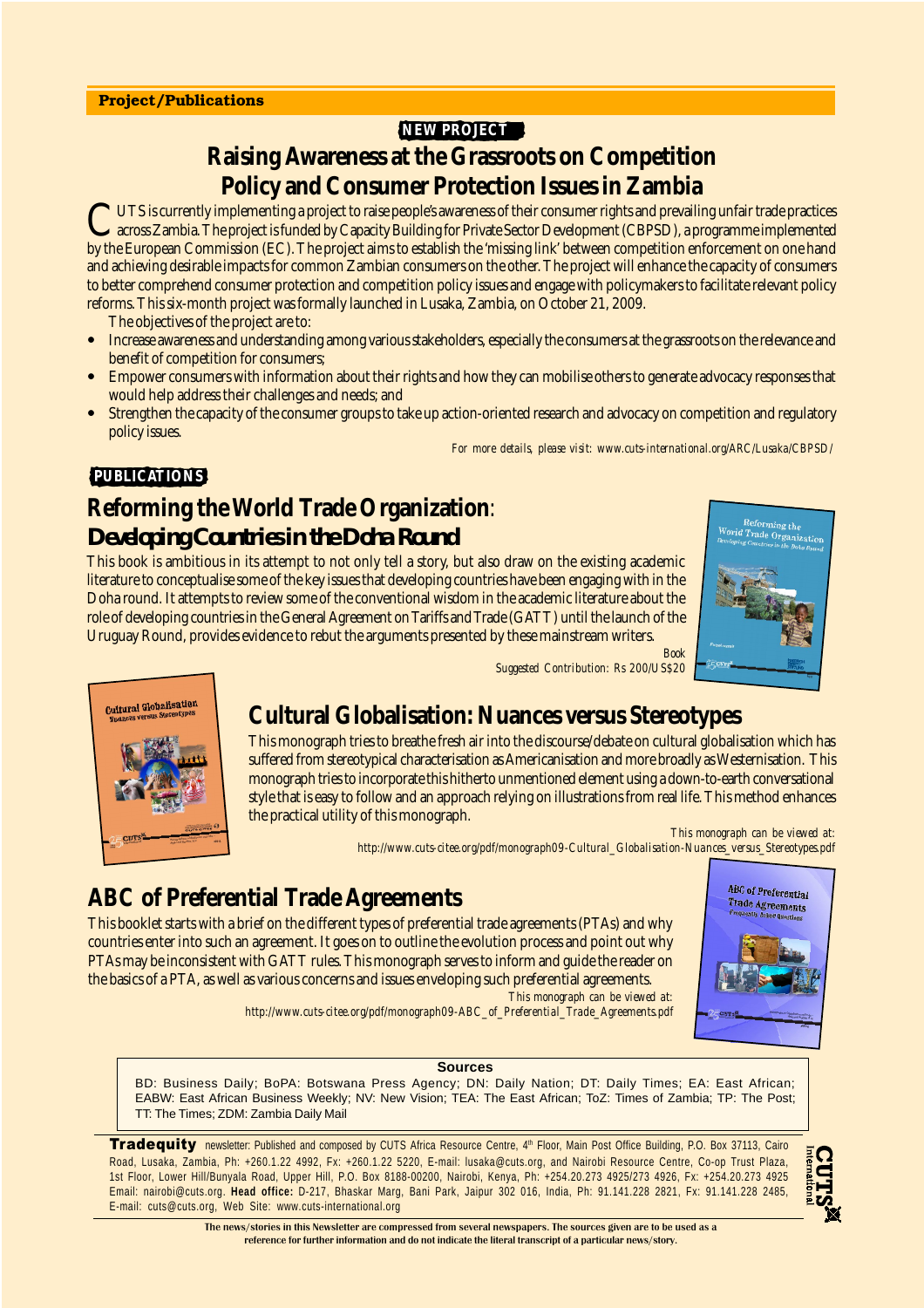Project/Publications

NEW PROJECT

# Raising Awareness at the Grassroots on Competition Policy and Consumer Protection Issues in Zambia

CUTS is currently implementing a project to raise people's awareness of their consumer rights and prevailing unfair trade practices across Zambia. The project is funded by Capacity Building for Private Sector Development (CBPSD), a programme implemented by the European Commission (EC). The project aims to establish the 'missing link' between competition enforcement on one hand and achieving desirable impacts for common Zambian consumers on the other. The project will enhance the capacity of consumers to better comprehend consumer protection and competition policy issues and engage with policymakers to facilitate relevant policy reforms. This six-month project was formally launched in Lusaka, Zambia, on October 21, 2009.

The objectives of the project are to:

- Increase awareness and understanding among various stakeholders, especially the consumers at the grassroots on the relevance and benefit of competition for consumers;
- Empower consumers with information about their rights and how they can mobilise others to generate advocacy responses that would help address their challenges and needs; and
- Strengthen the capacity of the consumer groups to take up action-oriented research and advocacy on competition and regulatory policy issues.

*For more details, please visit: www.cuts-international.org/ARC/Lusaka/CBPSD/*

PUBLICATIONS

## Reforming the World Trade Organization: *Developing Countries in the Doha Round*

This book is ambitious in its attempt to not only tell a story, but also draw on the existing academic literature to conceptualise some of the key issues that developing countries have been engaging with in the Doha round. It attempts to review some of the conventional wisdom in the academic literature about the role of developing countries in the General Agreement on Tariffs and Trade (GATT) until the launch of the Uruguay Round, provides evidence to rebut the arguments presented by these mainstream writers.

*Book*
*Suggested Contribution: Rs 200/US$20*

## Cultural Globalisation: Nuances versus Stereotypes

This monograph tries to breathe fresh air into the discourse/debate on cultural globalisation which has suffered from stereotypical characterisation as Americanisation and more broadly as Westernisation. This monograph tries to incorporate this hitherto unmentioned element using a down-to-earth conversational style that is easy to follow and an approach relying on illustrations from real life. This method enhances the practical utility of this monograph.

*This monograph can be viewed at:*
*http://www.cuts-citee.org/pdf/monograph09-Cultural_Globalisation-Nuances_versus_Stereotypes.pdf*

## ABC of Preferential Trade Agreements

This booklet starts with a brief on the different types of preferential trade agreements (PTAs) and why countries enter into such an agreement. It goes on to outline the evolution process and point out why PTAs may be inconsistent with GATT rules. This monograph serves to inform and guide the reader on the basics of a PTA, as well as various concerns and issues enveloping such preferential agreements.

*This monograph can be viewed at:*
*http://www.cuts-citee.org/pdf/monograph09-ABC_of_Preferential_Trade_Agreements.pdf*

**Sources**

BD: Business Daily; BoPA: Botswana Press Agency; DN: Daily Nation; DT: Daily Times; EA: East African; EABW: East African Business Weekly; NV: New Vision; TEA: The East African; ToZ: Times of Zambia; TP: The Post; TT: The Times; ZDM: Zambia Daily Mail

**Tradequity** newsletter: Published and composed by CUTS Africa Resource Centre, 4th Floor, Main Post Office Building, P.O. Box 37113, Cairo Road, Lusaka, Zambia, Ph: +260.1.22 4992, Fx: +260.1.22 5220, E-mail: lusaka@cuts.org, and Nairobi Resource Centre, Co-op Trust Plaza, 1st Floor, Lower Hill/Bunyala Road, Upper Hill, P.O. Box 8188-00200, Nairobi, Kenya, Ph: +254.20.273 4925/273 4926, Fx: +254.20.273 4925 Email: nairobi@cuts.org. **Head office:** D-217, Bhaskar Marg, Bani Park, Jaipur 302 016, India, Ph: 91.141.228 2821, Fx: 91.141.228 2485, E-mail: cuts@cuts.org, Web Site: www.cuts-international.org

**The news/stories in this Newsletter are compressed from several newspapers. The sources given are to be used as a reference for further information and do not indicate the literal transcript of a particular news/story.**